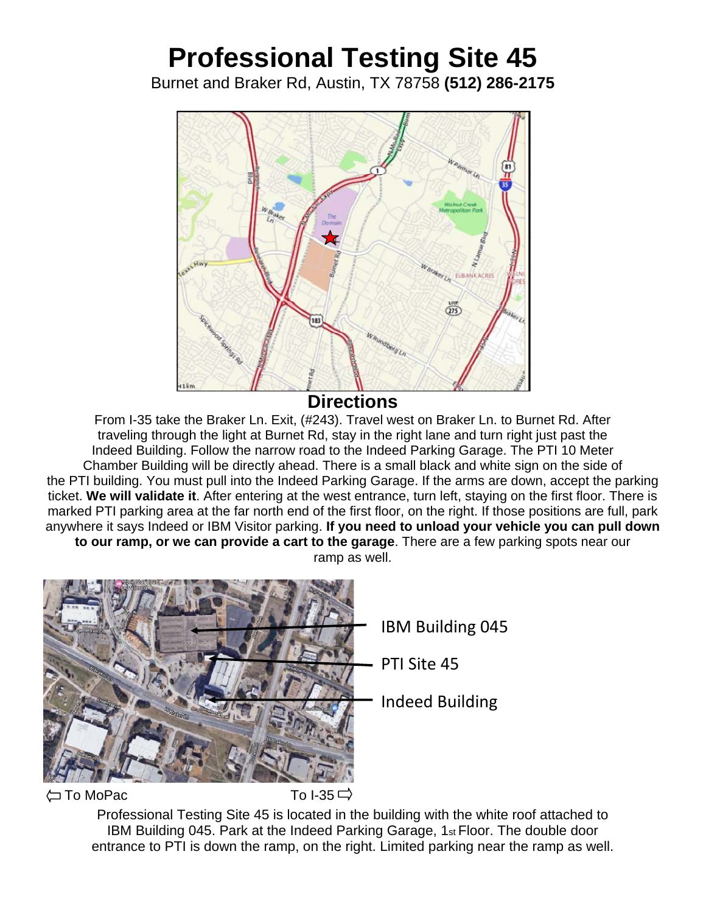# Professional Testing Site 45

Burnet and Braker Rd, Austin, TX 78758 **(512) 286-2175**

## Directions

From I-35 take the Braker Ln. Exit, (#243). Travel west on Braker Ln. to Burnet Rd. After traveling through the light at Burnet Rd, stay in the right lane and turn right just past the Indeed Building. Follow the narrow road to the Indeed Parking Garage. The PTI 10 Meter Chamber Building will be directly ahead. There is a small black and white sign on the side of the PTI building. You must pull into the Indeed Parking Garage. If the arms are down, accept the parking ticket. **We will validate it**. After entering at the west entrance, turn left, staying on the first floor. There is marked PTI parking area at the far north end of the first floor, on the right. If those positions are full, park anywhere it says Indeed or IBM Visitor parking. **If you need to unload your vehicle you can pull down to our ramp, or we can provide a cart to the garage**. There are a few parking spots near our ramp as well.

IBM Building 045

PTI Site 45

Indeed Building

⇦ To MoPac ⇨ To I-35

Professional Testing Site 45 is located in the building with the white roof attached to IBM Building 045. Park at the Indeed Parking Garage, 1st Floor. The double door entrance to PTI is down the ramp, on the right. Limited parking near the ramp as well.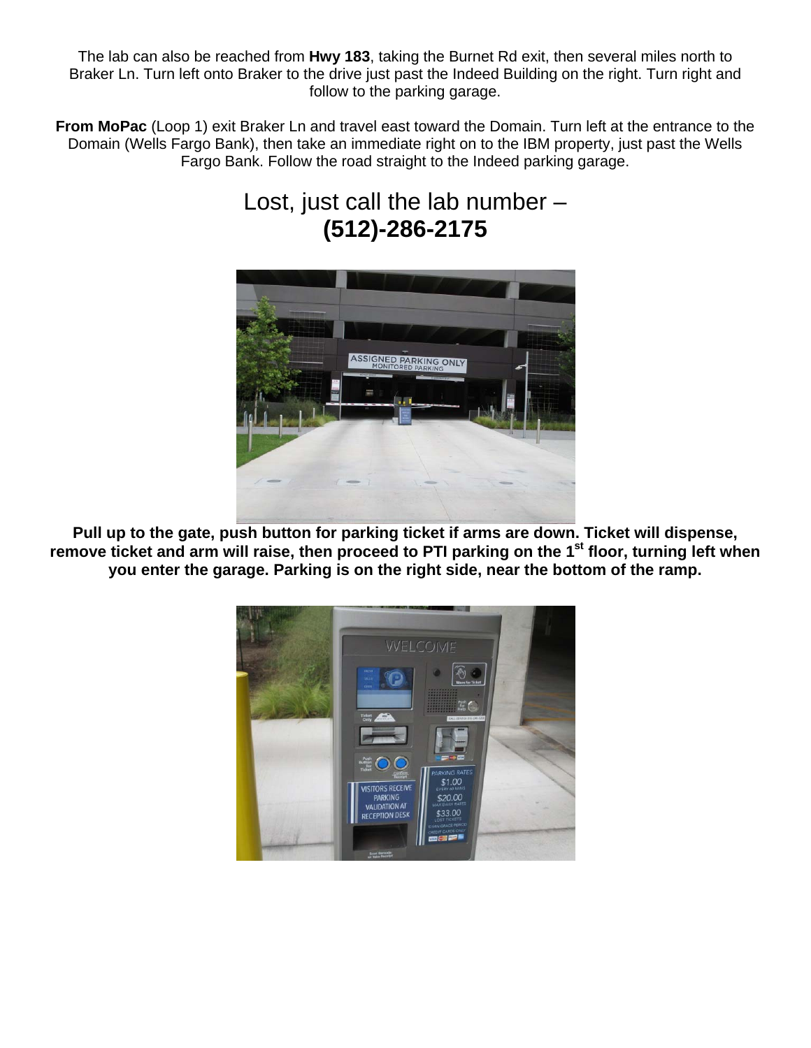The lab can also be reached from **Hwy 183**, taking the Burnet Rd exit, then several miles north to Braker Ln. Turn left onto Braker to the drive just past the Indeed Building on the right. Turn right and follow to the parking garage.

**From MoPac** (Loop 1) exit Braker Ln and travel east toward the Domain. Turn left at the entrance to the Domain (Wells Fargo Bank), then take an immediate right on to the IBM property, just past the Wells Fargo Bank. Follow the road straight to the Indeed parking garage.

## Lost, just call the lab number – **(512)-286-2175**

**Pull up to the gate, push button for parking ticket if arms are down. Ticket will dispense, remove ticket and arm will raise, then proceed to PTI parking on the 1st floor, turning left when you enter the garage. Parking is on the right side, near the bottom of the ramp.**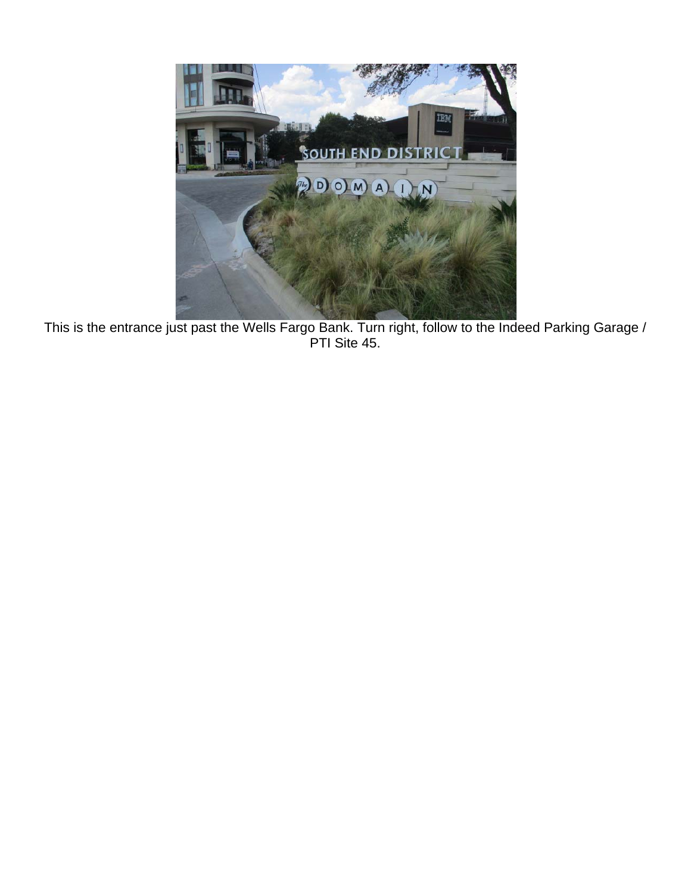This is the entrance just past the Wells Fargo Bank. Turn right, follow to the Indeed Parking Garage / PTI Site 45.